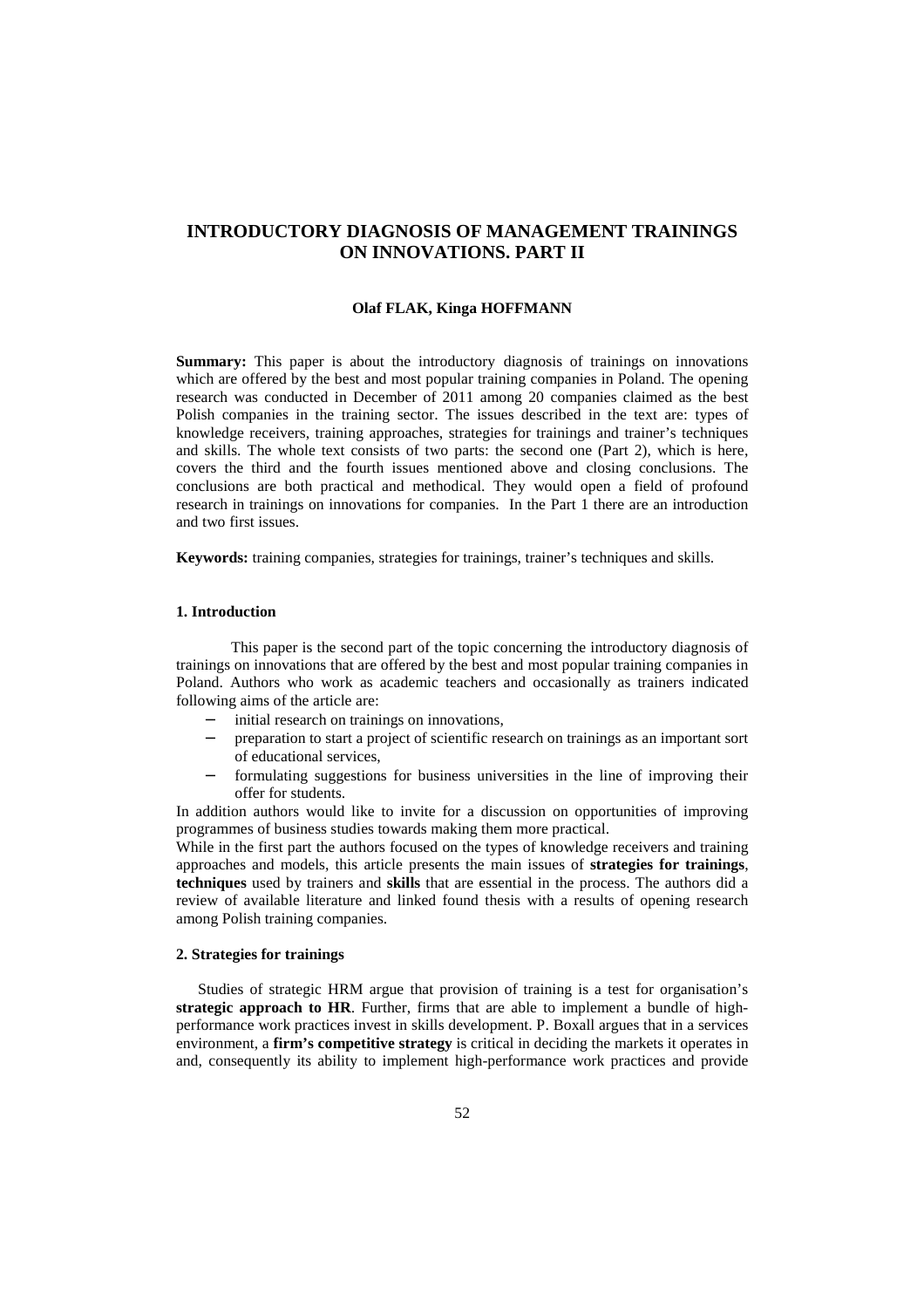# INTRODUCTORY DIAGNOSIS OF MANAGEMENT TRAININGS ON INNOVATIONS. PART II

**Olaf FLAK, Kinga HOFFMANN**

**Summary:** This paper is about the introductory diagnosis of trainings on innovations which are offered by the best and most popular training companies in Poland. The opening research was conducted in December of 2011 among 20 companies claimed as the best Polish companies in the training sector. The issues described in the text are: types of knowledge receivers, training approaches, strategies for trainings and trainer's techniques and skills. The whole text consists of two parts: the second one (Part 2), which is here, covers the third and the fourth issues mentioned above and closing conclusions. The conclusions are both practical and methodical. They would open a field of profound research in trainings on innovations for companies. In the Part 1 there are an introduction and two first issues.

**Keywords:** training companies, strategies for trainings, trainer's techniques and skills.

## 1. Introduction

This paper is the second part of the topic concerning the introductory diagnosis of trainings on innovations that are offered by the best and most popular training companies in Poland. Authors who work as academic teachers and occasionally as trainers indicated following aims of the article are:

- initial research on trainings on innovations,
- preparation to start a project of scientific research on trainings as an important sort of educational services,
- formulating suggestions for business universities in the line of improving their offer for students.

In addition authors would like to invite for a discussion on opportunities of improving programmes of business studies towards making them more practical.

While in the first part the authors focused on the types of knowledge receivers and training approaches and models, this article presents the main issues of **strategies for trainings**, **techniques** used by trainers and **skills** that are essential in the process. The authors did a review of available literature and linked found thesis with a results of opening research among Polish training companies.

## 2. Strategies for trainings

Studies of strategic HRM argue that provision of training is a test for organisation's **strategic approach to HR**. Further, firms that are able to implement a bundle of high-performance work practices invest in skills development. P. Boxall argues that in a services environment, a **firm's competitive strategy** is critical in deciding the markets it operates in and, consequently its ability to implement high-performance work practices and provide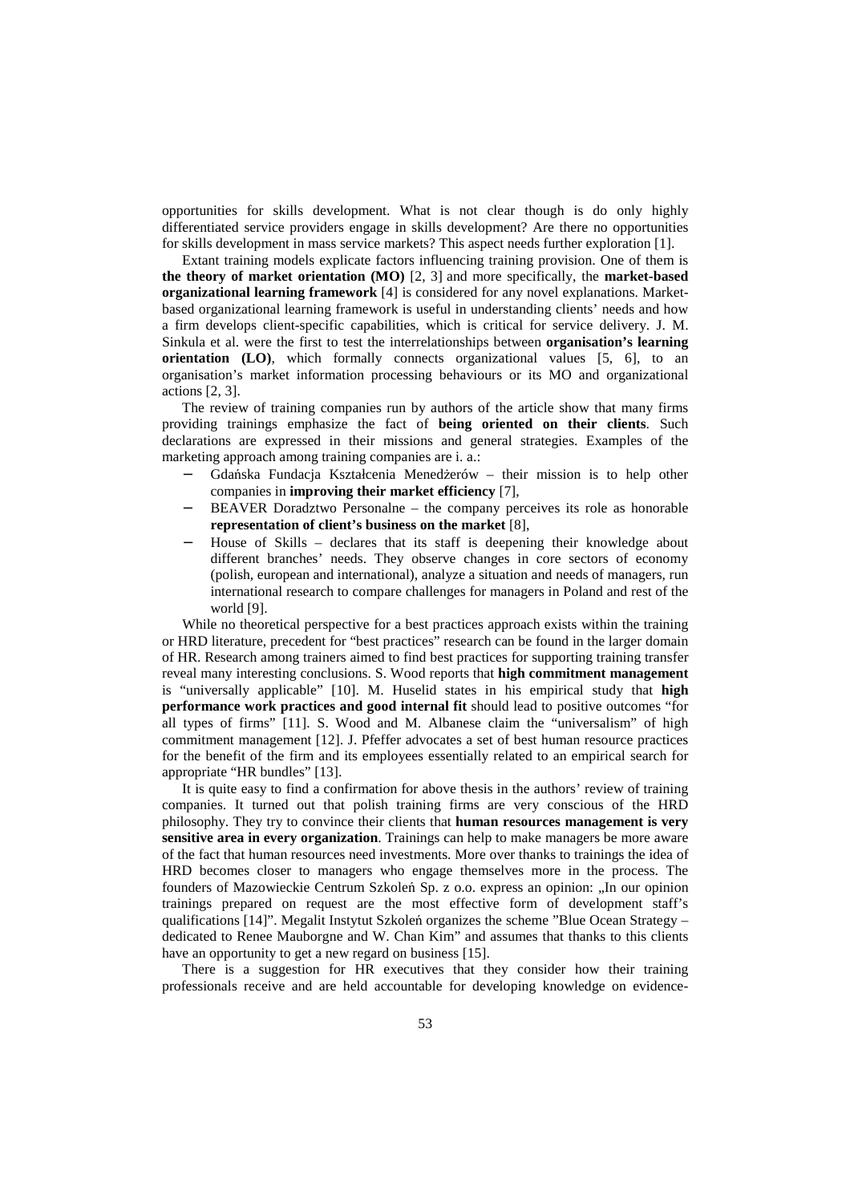opportunities for skills development. What is not clear though is do only highly differentiated service providers engage in skills development? Are there no opportunities for skills development in mass service markets? This aspect needs further exploration [1].

Extant training models explicate factors influencing training provision. One of them is **the theory of market orientation (MO)** [2, 3] and more specifically, the **market-based organizational learning framework** [4] is considered for any novel explanations. Market-based organizational learning framework is useful in understanding clients' needs and how a firm develops client-specific capabilities, which is critical for service delivery. J. M. Sinkula et al. were the first to test the interrelationships between **organisation's learning orientation (LO)**, which formally connects organizational values [5, 6], to an organisation's market information processing behaviours or its MO and organizational actions [2, 3].

The review of training companies run by authors of the article show that many firms providing trainings emphasize the fact of **being oriented on their clients**. Such declarations are expressed in their missions and general strategies. Examples of the marketing approach among training companies are i. a.:

- Gdańska Fundacja Kształcenia Menedżerów – their mission is to help other companies in **improving their market efficiency** [7],
- BEAVER Doradztwo Personalne – the company perceives its role as honorable **representation of client's business on the market** [8],
- House of Skills – declares that its staff is deepening their knowledge about different branches' needs. They observe changes in core sectors of economy (polish, european and international), analyze a situation and needs of managers, run international research to compare challenges for managers in Poland and rest of the world [9].

While no theoretical perspective for a best practices approach exists within the training or HRD literature, precedent for "best practices" research can be found in the larger domain of HR. Research among trainers aimed to find best practices for supporting training transfer reveal many interesting conclusions. S. Wood reports that **high commitment management** is "universally applicable" [10]. M. Huselid states in his empirical study that **high performance work practices and good internal fit** should lead to positive outcomes "for all types of firms" [11]. S. Wood and M. Albanese claim the "universalism" of high commitment management [12]. J. Pfeffer advocates a set of best human resource practices for the benefit of the firm and its employees essentially related to an empirical search for appropriate "HR bundles" [13].

It is quite easy to find a confirmation for above thesis in the authors' review of training companies. It turned out that polish training firms are very conscious of the HRD philosophy. They try to convince their clients that **human resources management is very sensitive area in every organization**. Trainings can help to make managers be more aware of the fact that human resources need investments. More over thanks to trainings the idea of HRD becomes closer to managers who engage themselves more in the process. The founders of Mazowieckie Centrum Szkoleń Sp. z o.o. express an opinion: „In our opinion trainings prepared on request are the most effective form of development staff's qualifications [14]". Megalit Instytut Szkoleń organizes the scheme "Blue Ocean Strategy – dedicated to Renee Mauborgne and W. Chan Kim" and assumes that thanks to this clients have an opportunity to get a new regard on business [15].

There is a suggestion for HR executives that they consider how their training professionals receive and are held accountable for developing knowledge on evidence-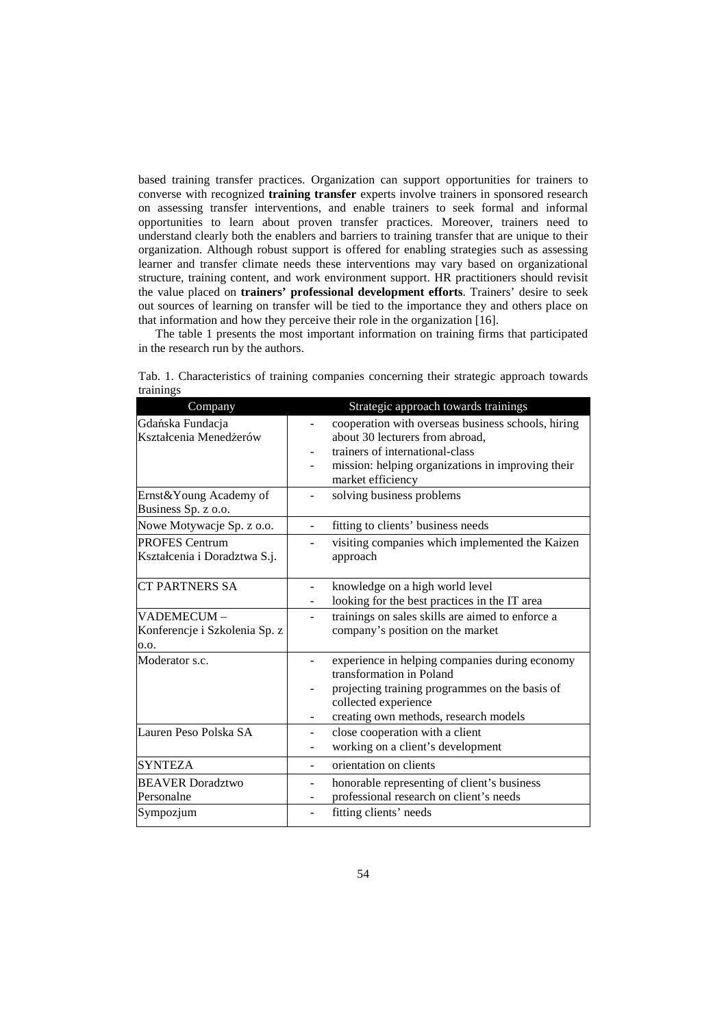based training transfer practices. Organization can support opportunities for trainers to converse with recognized **training transfer** experts involve trainers in sponsored research on assessing transfer interventions, and enable trainers to seek formal and informal opportunities to learn about proven transfer practices. Moreover, trainers need to understand clearly both the enablers and barriers to training transfer that are unique to their organization. Although robust support is offered for enabling strategies such as assessing learner and transfer climate needs these interventions may vary based on organizational structure, training content, and work environment support. HR practitioners should revisit the value placed on **trainers' professional development efforts**. Trainers' desire to seek out sources of learning on transfer will be tied to the importance they and others place on that information and how they perceive their role in the organization [16].

The table 1 presents the most important information on training firms that participated in the research run by the authors.

Tab. 1. Characteristics of training companies concerning their strategic approach towards trainings

| Company | Strategic approach towards trainings |
| --- | --- |
| Gdańska Fundacja Kształcenia Menedżerów | - cooperation with overseas business schools, hiring about 30 lecturers from abroad,<br>- trainers of international-class<br>- mission: helping organizations in improving their market efficiency |
| Ernst&Young Academy of Business Sp. z o.o. | - solving business problems |
| Nowe Motywacje Sp. z o.o. | - fitting to clients' business needs |
| PROFES Centrum Kształcenia i Doradztwa S.j. | - visiting companies which implemented the Kaizen approach |
| CT PARTNERS SA | - knowledge on a high world level<br>- looking for the best practices in the IT area |
| VADEMECUM – Konferencje i Szkolenia Sp. z o.o. | - trainings on sales skills are aimed to enforce a company's position on the market |
| Moderator s.c. | - experience in helping companies during economy transformation in Poland<br>- projecting training programmes on the basis of collected experience<br>- creating own methods, research models |
| Lauren Peso Polska SA | - close cooperation with a client<br>- working on a client's development |
| SYNTEZA | - orientation on clients |
| BEAVER Doradztwo Personalne | - honorable representing of client's business<br>- professional research on client's needs |
| Sympozjum | - fitting clients' needs |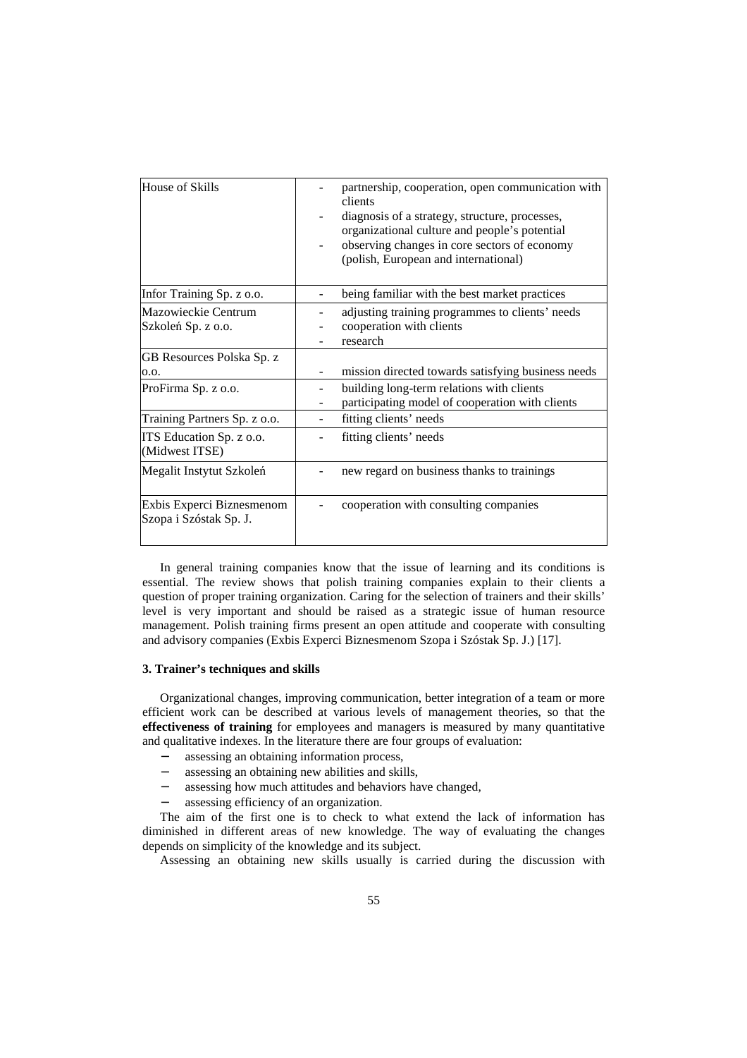| | |
|---|---|
| House of Skills | - partnership, cooperation, open communication with clients<br>- diagnosis of a strategy, structure, processes, organizational culture and people's potential<br>- observing changes in core sectors of economy (polish, European and international) |
| Infor Training Sp. z o.o. | - being familiar with the best market practices |
| Mazowieckie Centrum Szkoleń Sp. z o.o. | - adjusting training programmes to clients' needs<br>- cooperation with clients<br>- research |
| GB Resources Polska Sp. z o.o. | - mission directed towards satisfying business needs |
| ProFirma Sp. z o.o. | - building long-term relations with clients<br>- participating model of cooperation with clients |
| Training Partners Sp. z o.o. | - fitting clients' needs |
| ITS Education Sp. z o.o. (Midwest ITSE) | - fitting clients' needs |
| Megalit Instytut Szkoleń | - new regard on business thanks to trainings |
| Exbis Experci Biznesmenom Szopa i Szóstak Sp. J. | - cooperation with consulting companies |

In general training companies know that the issue of learning and its conditions is essential. The review shows that polish training companies explain to their clients a question of proper training organization. Caring for the selection of trainers and their skills' level is very important and should be raised as a strategic issue of human resource management. Polish training firms present an open attitude and cooperate with consulting and advisory companies (Exbis Experci Biznesmenom Szopa i Szóstak Sp. J.) [17].

### 3. Trainer's techniques and skills

Organizational changes, improving communication, better integration of a team or more efficient work can be described at various levels of management theories, so that the **effectiveness of training** for employees and managers is measured by many quantitative and qualitative indexes. In the literature there are four groups of evaluation:

- assessing an obtaining information process,
- assessing an obtaining new abilities and skills,
- assessing how much attitudes and behaviors have changed,
- assessing efficiency of an organization.

The aim of the first one is to check to what extend the lack of information has diminished in different areas of new knowledge. The way of evaluating the changes depends on simplicity of the knowledge and its subject.

Assessing an obtaining new skills usually is carried during the discussion with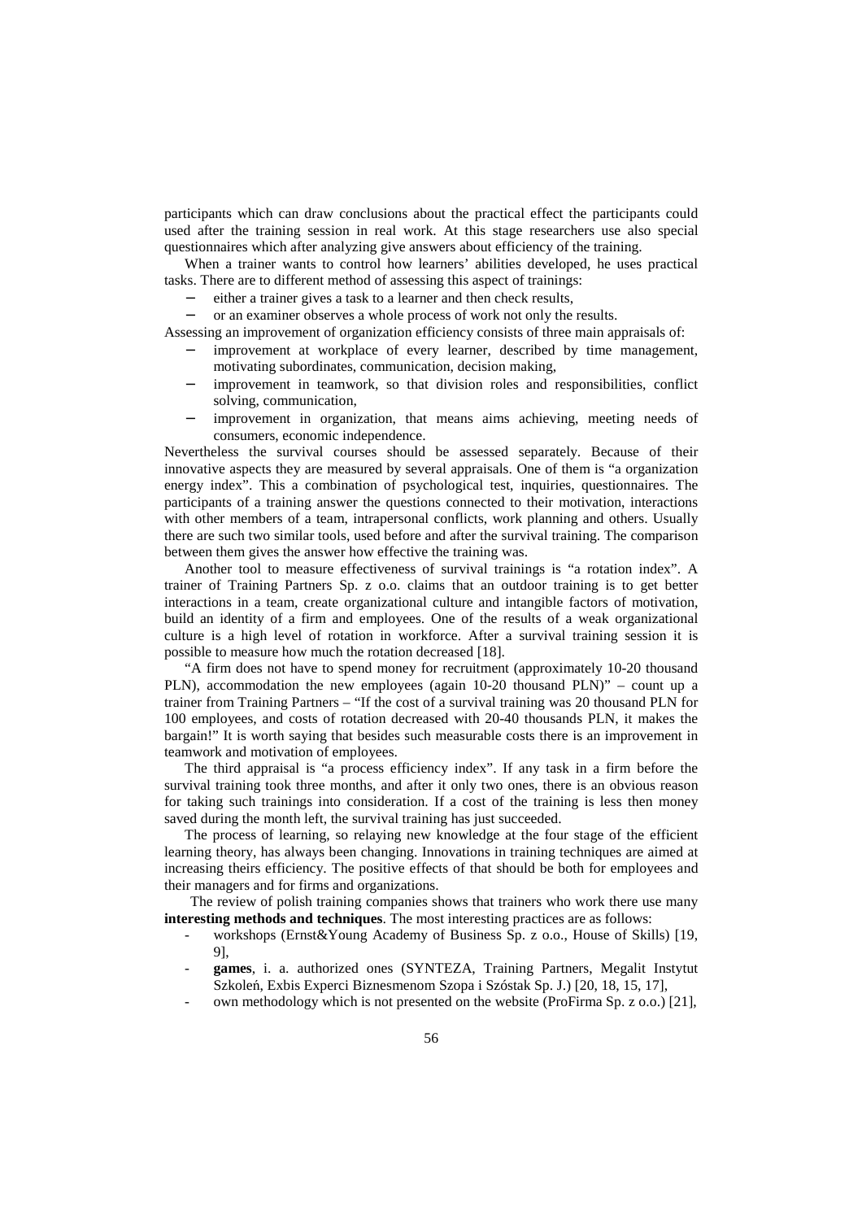participants which can draw conclusions about the practical effect the participants could used after the training session in real work. At this stage researchers use also special questionnaires which after analyzing give answers about efficiency of the training.

When a trainer wants to control how learners' abilities developed, he uses practical tasks. There are to different method of assessing this aspect of trainings:

- either a trainer gives a task to a learner and then check results,
- or an examiner observes a whole process of work not only the results.

Assessing an improvement of organization efficiency consists of three main appraisals of:

- improvement at workplace of every learner, described by time management, motivating subordinates, communication, decision making,
- improvement in teamwork, so that division roles and responsibilities, conflict solving, communication,
- improvement in organization, that means aims achieving, meeting needs of consumers, economic independence.

Nevertheless the survival courses should be assessed separately. Because of their innovative aspects they are measured by several appraisals. One of them is "a organization energy index". This a combination of psychological test, inquiries, questionnaires. The participants of a training answer the questions connected to their motivation, interactions with other members of a team, intrapersonal conflicts, work planning and others. Usually there are such two similar tools, used before and after the survival training. The comparison between them gives the answer how effective the training was.

Another tool to measure effectiveness of survival trainings is "a rotation index". A trainer of Training Partners Sp. z o.o. claims that an outdoor training is to get better interactions in a team, create organizational culture and intangible factors of motivation, build an identity of a firm and employees. One of the results of a weak organizational culture is a high level of rotation in workforce. After a survival training session it is possible to measure how much the rotation decreased [18].

"A firm does not have to spend money for recruitment (approximately 10-20 thousand PLN), accommodation the new employees (again 10-20 thousand PLN)" – count up a trainer from Training Partners – "If the cost of a survival training was 20 thousand PLN for 100 employees, and costs of rotation decreased with 20-40 thousands PLN, it makes the bargain!" It is worth saying that besides such measurable costs there is an improvement in teamwork and motivation of employees.

The third appraisal is "a process efficiency index". If any task in a firm before the survival training took three months, and after it only two ones, there is an obvious reason for taking such trainings into consideration. If a cost of the training is less then money saved during the month left, the survival training has just succeeded.

The process of learning, so relaying new knowledge at the four stage of the efficient learning theory, has always been changing. Innovations in training techniques are aimed at increasing theirs efficiency. The positive effects of that should be both for employees and their managers and for firms and organizations.

The review of polish training companies shows that trainers who work there use many **interesting methods and techniques**. The most interesting practices are as follows:

- workshops (Ernst&Young Academy of Business Sp. z o.o., House of Skills) [19, 9],
- **games**, i. a. authorized ones (SYNTEZA, Training Partners, Megalit Instytut Szkoleń, Exbis Experci Biznesmenom Szopa i Szóstak Sp. J.) [20, 18, 15, 17],
- own methodology which is not presented on the website (ProFirma Sp. z o.o.) [21],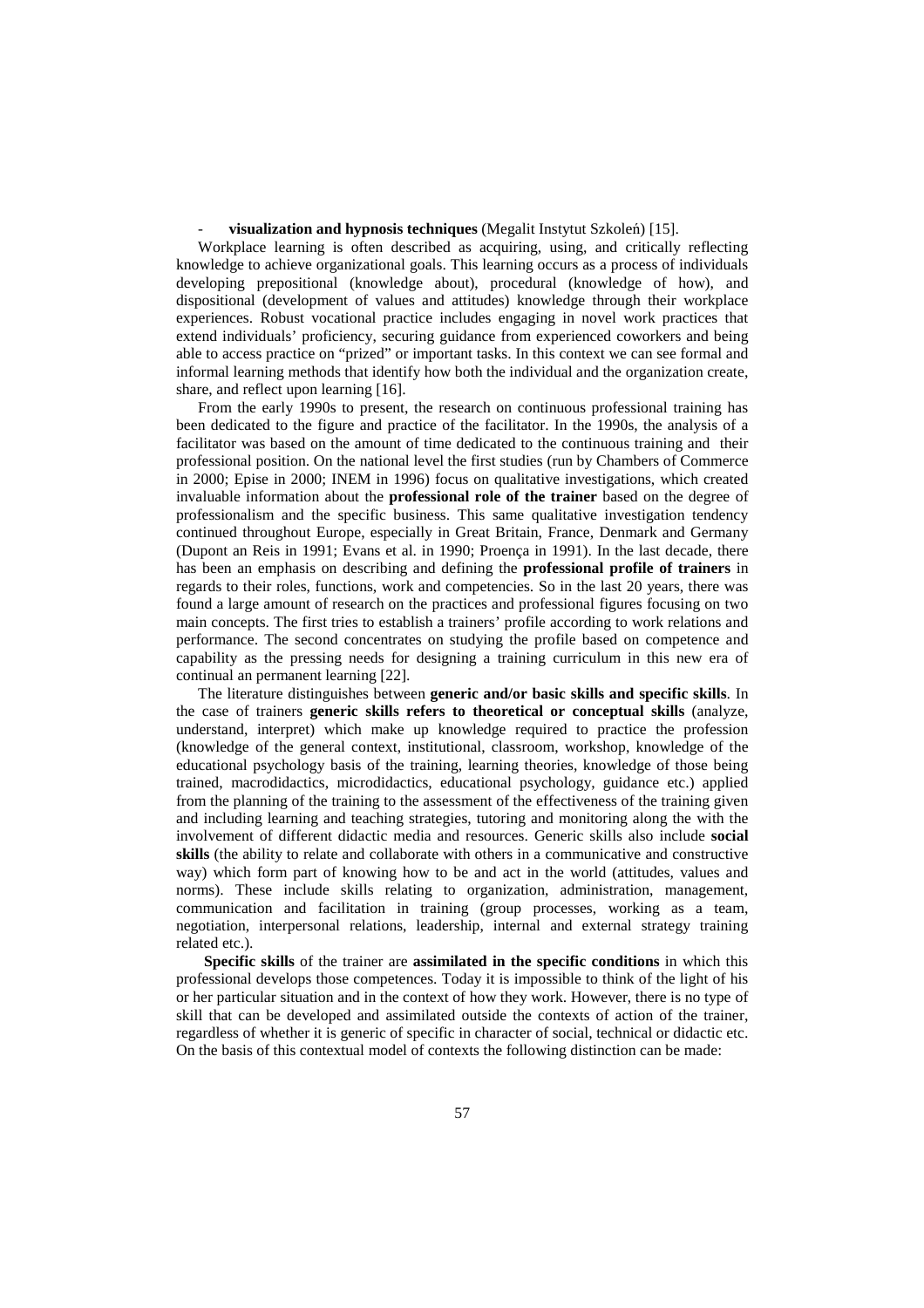- **visualization and hypnosis techniques** (Megalit Instytut Szkoleń) [15].

Workplace learning is often described as acquiring, using, and critically reflecting knowledge to achieve organizational goals. This learning occurs as a process of individuals developing prepositional (knowledge about), procedural (knowledge of how), and dispositional (development of values and attitudes) knowledge through their workplace experiences. Robust vocational practice includes engaging in novel work practices that extend individuals' proficiency, securing guidance from experienced coworkers and being able to access practice on "prized" or important tasks. In this context we can see formal and informal learning methods that identify how both the individual and the organization create, share, and reflect upon learning [16].

From the early 1990s to present, the research on continuous professional training has been dedicated to the figure and practice of the facilitator. In the 1990s, the analysis of a facilitator was based on the amount of time dedicated to the continuous training and their professional position. On the national level the first studies (run by Chambers of Commerce in 2000; Epise in 2000; INEM in 1996) focus on qualitative investigations, which created invaluable information about the **professional role of the trainer** based on the degree of professionalism and the specific business. This same qualitative investigation tendency continued throughout Europe, especially in Great Britain, France, Denmark and Germany (Dupont an Reis in 1991; Evans et al. in 1990; Proença in 1991). In the last decade, there has been an emphasis on describing and defining the **professional profile of trainers** in regards to their roles, functions, work and competencies. So in the last 20 years, there was found a large amount of research on the practices and professional figures focusing on two main concepts. The first tries to establish a trainers' profile according to work relations and performance. The second concentrates on studying the profile based on competence and capability as the pressing needs for designing a training curriculum in this new era of continual an permanent learning [22].

The literature distinguishes between **generic and/or basic skills and specific skills**. In the case of trainers **generic skills refers to theoretical or conceptual skills** (analyze, understand, interpret) which make up knowledge required to practice the profession (knowledge of the general context, institutional, classroom, workshop, knowledge of the educational psychology basis of the training, learning theories, knowledge of those being trained, macrodidactics, microdidactics, educational psychology, guidance etc.) applied from the planning of the training to the assessment of the effectiveness of the training given and including learning and teaching strategies, tutoring and monitoring along the with the involvement of different didactic media and resources. Generic skills also include **social skills** (the ability to relate and collaborate with others in a communicative and constructive way) which form part of knowing how to be and act in the world (attitudes, values and norms). These include skills relating to organization, administration, management, communication and facilitation in training (group processes, working as a team, negotiation, interpersonal relations, leadership, internal and external strategy training related etc.).

**Specific skills** of the trainer are **assimilated in the specific conditions** in which this professional develops those competences. Today it is impossible to think of the light of his or her particular situation and in the context of how they work. However, there is no type of skill that can be developed and assimilated outside the contexts of action of the trainer, regardless of whether it is generic of specific in character of social, technical or didactic etc. On the basis of this contextual model of contexts the following distinction can be made: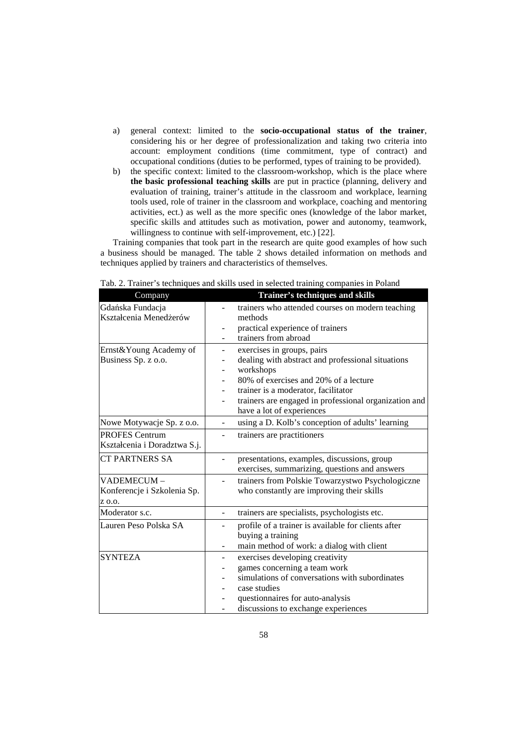a) general context: limited to the **socio-occupational status of the trainer**, considering his or her degree of professionalization and taking two criteria into account: employment conditions (time commitment, type of contract) and occupational conditions (duties to be performed, types of training to be provided).
b) the specific context: limited to the classroom-workshop, which is the place where **the basic professional teaching skills** are put in practice (planning, delivery and evaluation of training, trainer's attitude in the classroom and workplace, learning tools used, role of trainer in the classroom and workplace, coaching and mentoring activities, ect.) as well as the more specific ones (knowledge of the labor market, specific skills and attitudes such as motivation, power and autonomy, teamwork, willingness to continue with self-improvement, etc.) [22].

Training companies that took part in the research are quite good examples of how such a business should be managed. The table 2 shows detailed information on methods and techniques applied by trainers and characteristics of themselves.

Tab. 2. Trainer's techniques and skills used in selected training companies in Poland

| Company | **Trainer's techniques and skills** |
|---|---|
| Gdańska Fundacja Kształcenia Menedżerów | - trainers who attended courses on modern teaching methods<br>- practical experience of trainers<br>- trainers from abroad |
| Ernst&Young Academy of Business Sp. z o.o. | - exercises in groups, pairs<br>- dealing with abstract and professional situations<br>- workshops<br>- 80% of exercises and 20% of a lecture<br>- trainer is a moderator, facilitator<br>- trainers are engaged in professional organization and have a lot of experiences |
| Nowe Motywacje Sp. z o.o. | - using a D. Kolb's conception of adults' learning |
| PROFES Centrum Kształcenia i Doradztwa S.j. | - trainers are practitioners |
| CT PARTNERS SA | - presentations, examples, discussions, group exercises, summarizing, questions and answers |
| VADEMECUM – Konferencje i Szkolenia Sp. z o.o. | - trainers from Polskie Towarzystwo Psychologiczne who constantly are improving their skills |
| Moderator s.c. | - trainers are specialists, psychologists etc. |
| Lauren Peso Polska SA | - profile of a trainer is available for clients after buying a training<br>- main method of work: a dialog with client |
| SYNTEZA | - exercises developing creativity<br>- games concerning a team work<br>- simulations of conversations with subordinates<br>- case studies<br>- questionnaires for auto-analysis<br>- discussions to exchange experiences |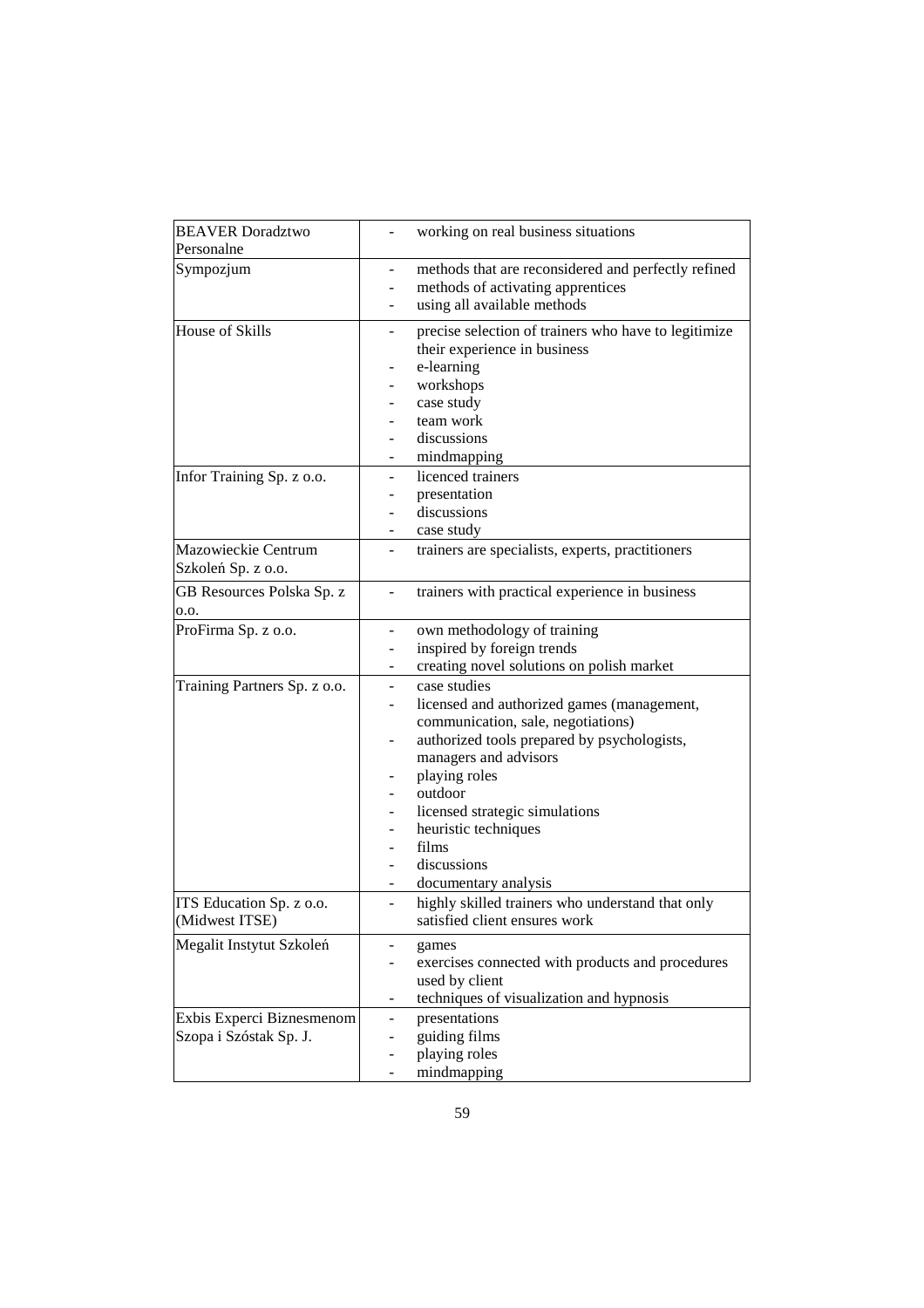| | |
|---|---|
| BEAVER Doradztwo Personalne | - working on real business situations |
| Sympozjum | - methods that are reconsidered and perfectly refined<br>- methods of activating apprentices<br>- using all available methods |
| House of Skills | - precise selection of trainers who have to legitimize their experience in business<br>- e-learning<br>- workshops<br>- case study<br>- team work<br>- discussions<br>- mindmapping |
| Infor Training Sp. z o.o. | - licenced trainers<br>- presentation<br>- discussions<br>- case study |
| Mazowieckie Centrum Szkoleń Sp. z o.o. | - trainers are specialists, experts, practitioners |
| GB Resources Polska Sp. z o.o. | - trainers with practical experience in business |
| ProFirma Sp. z o.o. | - own methodology of training<br>- inspired by foreign trends<br>- creating novel solutions on polish market |
| Training Partners Sp. z o.o. | - case studies<br>- licensed and authorized games (management, communication, sale, negotiations)<br>- authorized tools prepared by psychologists, managers and advisors<br>- playing roles<br>- outdoor<br>- licensed strategic simulations<br>- heuristic techniques<br>- films<br>- discussions<br>- documentary analysis |
| ITS Education Sp. z o.o. (Midwest ITSE) | - highly skilled trainers who understand that only satisfied client ensures work |
| Megalit Instytut Szkoleń | - games<br>- exercises connected with products and procedures used by client<br>- techniques of visualization and hypnosis |
| Exbis Experci Biznesmenom Szopa i Szóstak Sp. J. | - presentations<br>- guiding films<br>- playing roles<br>- mindmapping |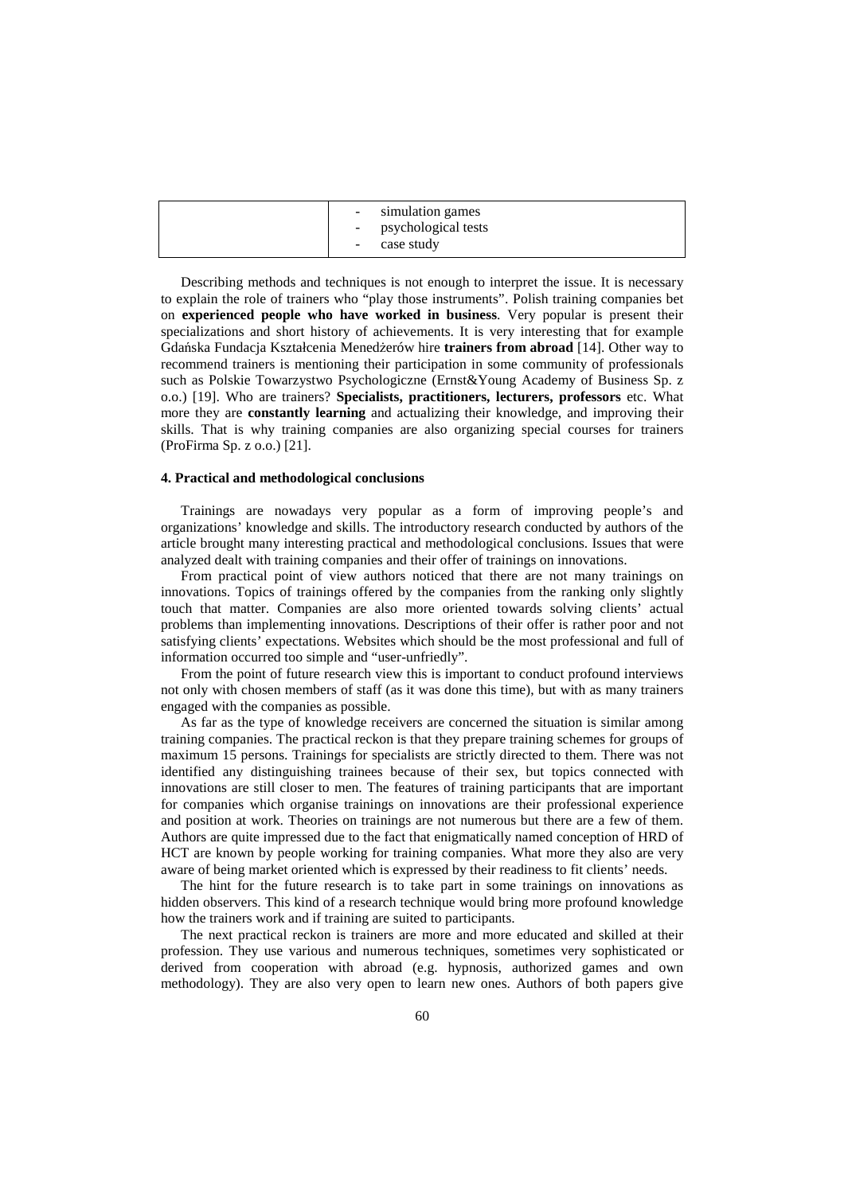| | |
|---|---|
| | - simulation games<br>- psychological tests<br>- case study |

Describing methods and techniques is not enough to interpret the issue. It is necessary to explain the role of trainers who "play those instruments". Polish training companies bet on **experienced people who have worked in business**. Very popular is present their specializations and short history of achievements. It is very interesting that for example Gdańska Fundacja Kształcenia Menedżerów hire **trainers from abroad** [14]. Other way to recommend trainers is mentioning their participation in some community of professionals such as Polskie Towarzystwo Psychologiczne (Ernst&Young Academy of Business Sp. z o.o.) [19]. Who are trainers? **Specialists, practitioners, lecturers, professors** etc. What more they are **constantly learning** and actualizing their knowledge, and improving their skills. That is why training companies are also organizing special courses for trainers (ProFirma Sp. z o.o.) [21].

#### 4. Practical and methodological conclusions

Trainings are nowadays very popular as a form of improving people's and organizations' knowledge and skills. The introductory research conducted by authors of the article brought many interesting practical and methodological conclusions. Issues that were analyzed dealt with training companies and their offer of trainings on innovations.

From practical point of view authors noticed that there are not many trainings on innovations. Topics of trainings offered by the companies from the ranking only slightly touch that matter. Companies are also more oriented towards solving clients' actual problems than implementing innovations. Descriptions of their offer is rather poor and not satisfying clients' expectations. Websites which should be the most professional and full of information occurred too simple and "user-unfriedly".

From the point of future research view this is important to conduct profound interviews not only with chosen members of staff (as it was done this time), but with as many trainers engaged with the companies as possible.

As far as the type of knowledge receivers are concerned the situation is similar among training companies. The practical reckon is that they prepare training schemes for groups of maximum 15 persons. Trainings for specialists are strictly directed to them. There was not identified any distinguishing trainees because of their sex, but topics connected with innovations are still closer to men. The features of training participants that are important for companies which organise trainings on innovations are their professional experience and position at work. Theories on trainings are not numerous but there are a few of them. Authors are quite impressed due to the fact that enigmatically named conception of HRD of HCT are known by people working for training companies. What more they also are very aware of being market oriented which is expressed by their readiness to fit clients' needs.

The hint for the future research is to take part in some trainings on innovations as hidden observers. This kind of a research technique would bring more profound knowledge how the trainers work and if training are suited to participants.

The next practical reckon is trainers are more and more educated and skilled at their profession. They use various and numerous techniques, sometimes very sophisticated or derived from cooperation with abroad (e.g. hypnosis, authorized games and own methodology). They are also very open to learn new ones. Authors of both papers give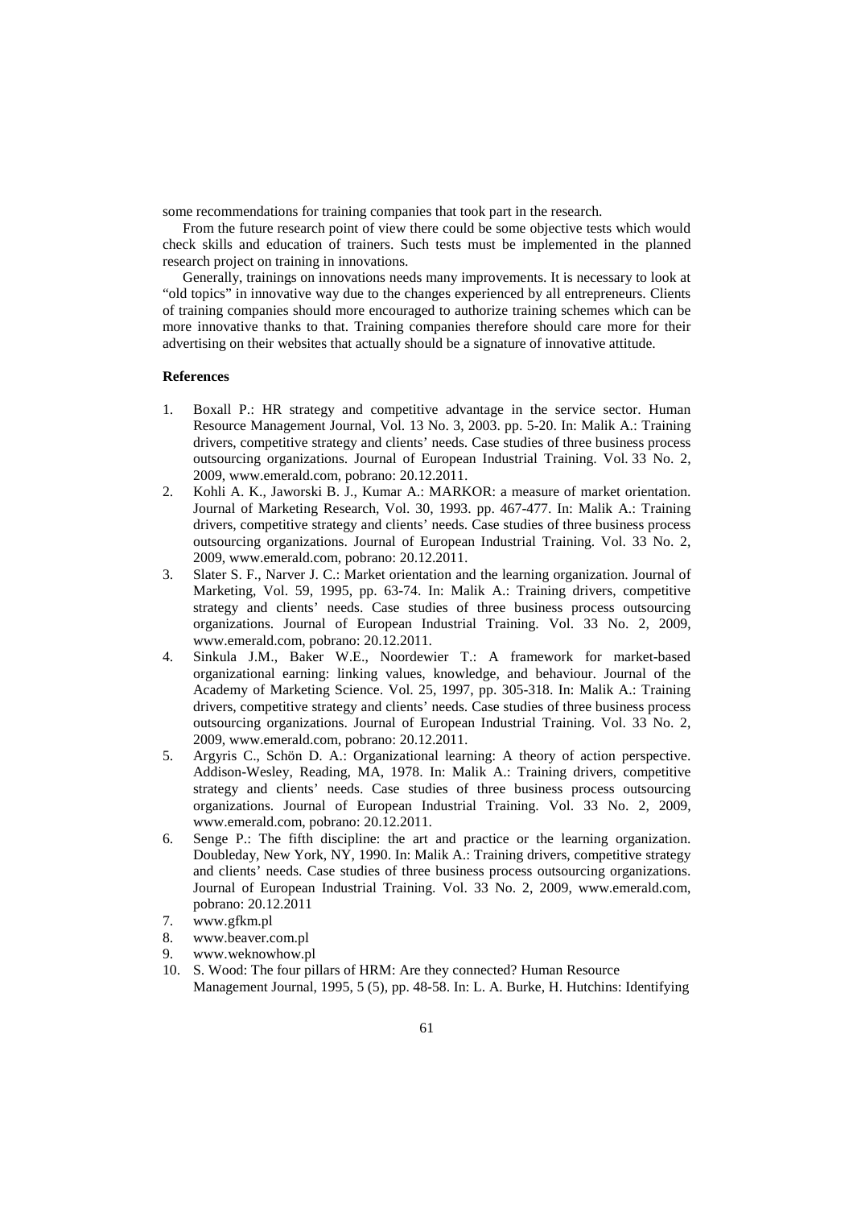some recommendations for training companies that took part in the research.

From the future research point of view there could be some objective tests which would check skills and education of trainers. Such tests must be implemented in the planned research project on training in innovations.

Generally, trainings on innovations needs many improvements. It is necessary to look at "old topics" in innovative way due to the changes experienced by all entrepreneurs. Clients of training companies should more encouraged to authorize training schemes which can be more innovative thanks to that. Training companies therefore should care more for their advertising on their websites that actually should be a signature of innovative attitude.

## References

1. Boxall P.: HR strategy and competitive advantage in the service sector. Human Resource Management Journal, Vol. 13 No. 3, 2003. pp. 5-20. In: Malik A.: Training drivers, competitive strategy and clients' needs. Case studies of three business process outsourcing organizations. Journal of European Industrial Training. Vol. 33 No. 2, 2009, www.emerald.com, pobrano: 20.12.2011.
2. Kohli A. K., Jaworski B. J., Kumar A.: MARKOR: a measure of market orientation. Journal of Marketing Research, Vol. 30, 1993. pp. 467-477. In: Malik A.: Training drivers, competitive strategy and clients' needs. Case studies of three business process outsourcing organizations. Journal of European Industrial Training. Vol. 33 No. 2, 2009, www.emerald.com, pobrano: 20.12.2011.
3. Slater S. F., Narver J. C.: Market orientation and the learning organization. Journal of Marketing, Vol. 59, 1995, pp. 63-74. In: Malik A.: Training drivers, competitive strategy and clients' needs. Case studies of three business process outsourcing organizations. Journal of European Industrial Training. Vol. 33 No. 2, 2009, www.emerald.com, pobrano: 20.12.2011.
4. Sinkula J.M., Baker W.E., Noordewier T.: A framework for market-based organizational earning: linking values, knowledge, and behaviour. Journal of the Academy of Marketing Science. Vol. 25, 1997, pp. 305-318. In: Malik A.: Training drivers, competitive strategy and clients' needs. Case studies of three business process outsourcing organizations. Journal of European Industrial Training. Vol. 33 No. 2, 2009, www.emerald.com, pobrano: 20.12.2011.
5. Argyris C., Schön D. A.: Organizational learning: A theory of action perspective. Addison-Wesley, Reading, MA, 1978. In: Malik A.: Training drivers, competitive strategy and clients' needs. Case studies of three business process outsourcing organizations. Journal of European Industrial Training. Vol. 33 No. 2, 2009, www.emerald.com, pobrano: 20.12.2011.
6. Senge P.: The fifth discipline: the art and practice or the learning organization. Doubleday, New York, NY, 1990. In: Malik A.: Training drivers, competitive strategy and clients' needs. Case studies of three business process outsourcing organizations. Journal of European Industrial Training. Vol. 33 No. 2, 2009, www.emerald.com, pobrano: 20.12.2011
7. www.gfkm.pl
8. www.beaver.com.pl
9. www.weknowhow.pl
10. S. Wood: The four pillars of HRM: Are they connected? Human Resource Management Journal, 1995, 5 (5), pp. 48-58. In: L. A. Burke, H. Hutchins: Identifying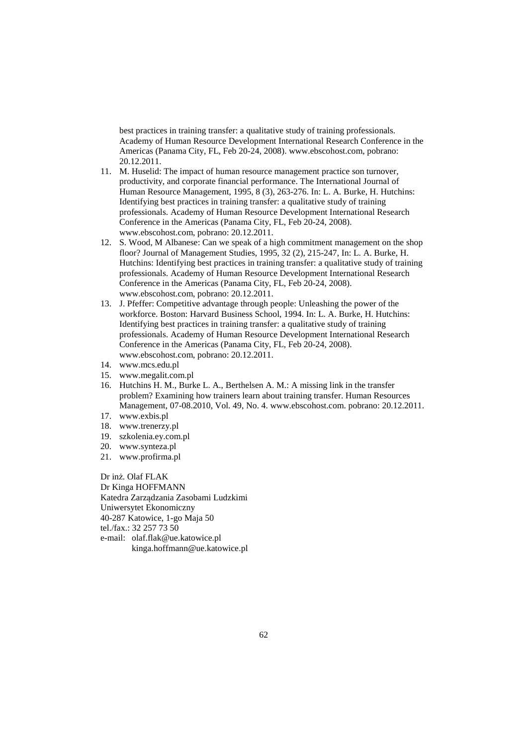best practices in training transfer: a qualitative study of training professionals. Academy of Human Resource Development International Research Conference in the Americas (Panama City, FL, Feb 20-24, 2008). www.ebscohost.com, pobrano: 20.12.2011.

11. M. Huselid: The impact of human resource management practice son turnover, productivity, and corporate financial performance. The International Journal of Human Resource Management, 1995, 8 (3), 263-276. In: L. A. Burke, H. Hutchins: Identifying best practices in training transfer: a qualitative study of training professionals. Academy of Human Resource Development International Research Conference in the Americas (Panama City, FL, Feb 20-24, 2008). www.ebscohost.com, pobrano: 20.12.2011.
12. S. Wood, M Albanese: Can we speak of a high commitment management on the shop floor? Journal of Management Studies, 1995, 32 (2), 215-247, In: L. A. Burke, H. Hutchins: Identifying best practices in training transfer: a qualitative study of training professionals. Academy of Human Resource Development International Research Conference in the Americas (Panama City, FL, Feb 20-24, 2008). www.ebscohost.com, pobrano: 20.12.2011.
13. J. Pfeffer: Competitive advantage through people: Unleashing the power of the workforce. Boston: Harvard Business School, 1994. In: L. A. Burke, H. Hutchins: Identifying best practices in training transfer: a qualitative study of training professionals. Academy of Human Resource Development International Research Conference in the Americas (Panama City, FL, Feb 20-24, 2008). www.ebscohost.com, pobrano: 20.12.2011.
14. www.mcs.edu.pl
15. www.megalit.com.pl
16. Hutchins H. M., Burke L. A., Berthelsen A. M.: A missing link in the transfer problem? Examining how trainers learn about training transfer. Human Resources Management, 07-08.2010, Vol. 49, No. 4. www.ebscohost.com. pobrano: 20.12.2011.
17. www.exbis.pl
18. www.trenerzy.pl
19. szkolenia.ey.com.pl
20. www.synteza.pl
21. www.profirma.pl

Dr inż. Olaf FLAK
Dr Kinga HOFFMANN
Katedra Zarządzania Zasobami Ludzkimi
Uniwersytet Ekonomiczny
40-287 Katowice, 1-go Maja 50
tel./fax.: 32 257 73 50
e-mail: olaf.flak@ue.katowice.pl
kinga.hoffmann@ue.katowice.pl